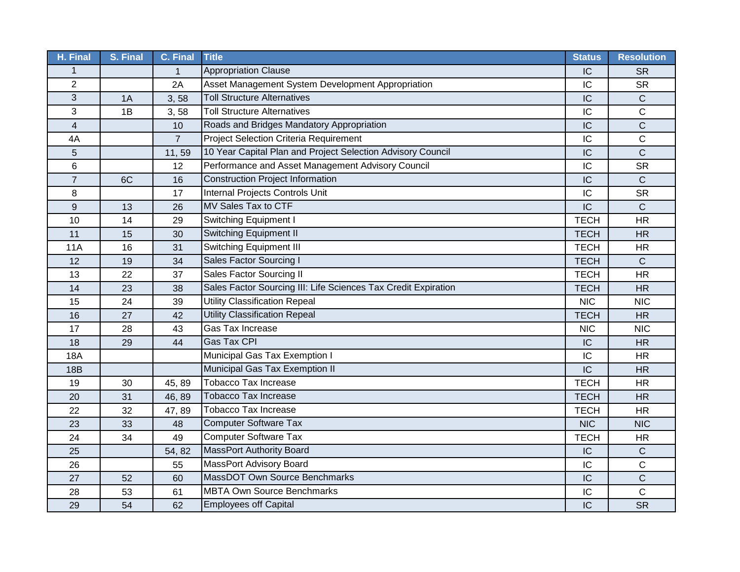| H. Final | S. Final | C. Final | Title | Status | Resolution |
|---|---|---|---|---|---|
| 1 | | 1 | Appropriation Clause | IC | SR |
| 2 | | 2A | Asset Management System Development Appropriation | IC | SR |
| 3 | 1A | 3, 58 | Toll Structure Alternatives | IC | C |
| 3 | 1B | 3, 58 | Toll Structure Alternatives | IC | C |
| 4 | | 10 | Roads and Bridges Mandatory Appropriation | IC | C |
| 4A | | 7 | Project Selection Criteria Requirement | IC | C |
| 5 | | 11, 59 | 10 Year Capital Plan and Project Selection Advisory Council | IC | C |
| 6 | | 12 | Performance and Asset Management Advisory Council | IC | SR |
| 7 | 6C | 16 | Construction Project Information | IC | C |
| 8 | | 17 | Internal Projects Controls Unit | IC | SR |
| 9 | 13 | 26 | MV Sales Tax to CTF | IC | C |
| 10 | 14 | 29 | Switching Equipment I | TECH | HR |
| 11 | 15 | 30 | Switching Equipment II | TECH | HR |
| 11A | 16 | 31 | Switching Equipment III | TECH | HR |
| 12 | 19 | 34 | Sales Factor Sourcing I | TECH | C |
| 13 | 22 | 37 | Sales Factor Sourcing II | TECH | HR |
| 14 | 23 | 38 | Sales Factor Sourcing III: Life Sciences Tax Credit Expiration | TECH | HR |
| 15 | 24 | 39 | Utility Classification Repeal | NIC | NIC |
| 16 | 27 | 42 | Utility Classification Repeal | TECH | HR |
| 17 | 28 | 43 | Gas Tax Increase | NIC | NIC |
| 18 | 29 | 44 | Gas Tax CPI | IC | HR |
| 18A | | | Municipal Gas Tax Exemption I | IC | HR |
| 18B | | | Municipal Gas Tax Exemption II | IC | HR |
| 19 | 30 | 45, 89 | Tobacco Tax Increase | TECH | HR |
| 20 | 31 | 46, 89 | Tobacco Tax Increase | TECH | HR |
| 22 | 32 | 47, 89 | Tobacco Tax Increase | TECH | HR |
| 23 | 33 | 48 | Computer Software Tax | NIC | NIC |
| 24 | 34 | 49 | Computer Software Tax | TECH | HR |
| 25 | | 54, 82 | MassPort Authority Board | IC | C |
| 26 | | 55 | MassPort Advisory Board | IC | C |
| 27 | 52 | 60 | MassDOT Own Source Benchmarks | IC | C |
| 28 | 53 | 61 | MBTA Own Source Benchmarks | IC | C |
| 29 | 54 | 62 | Employees off Capital | IC | SR |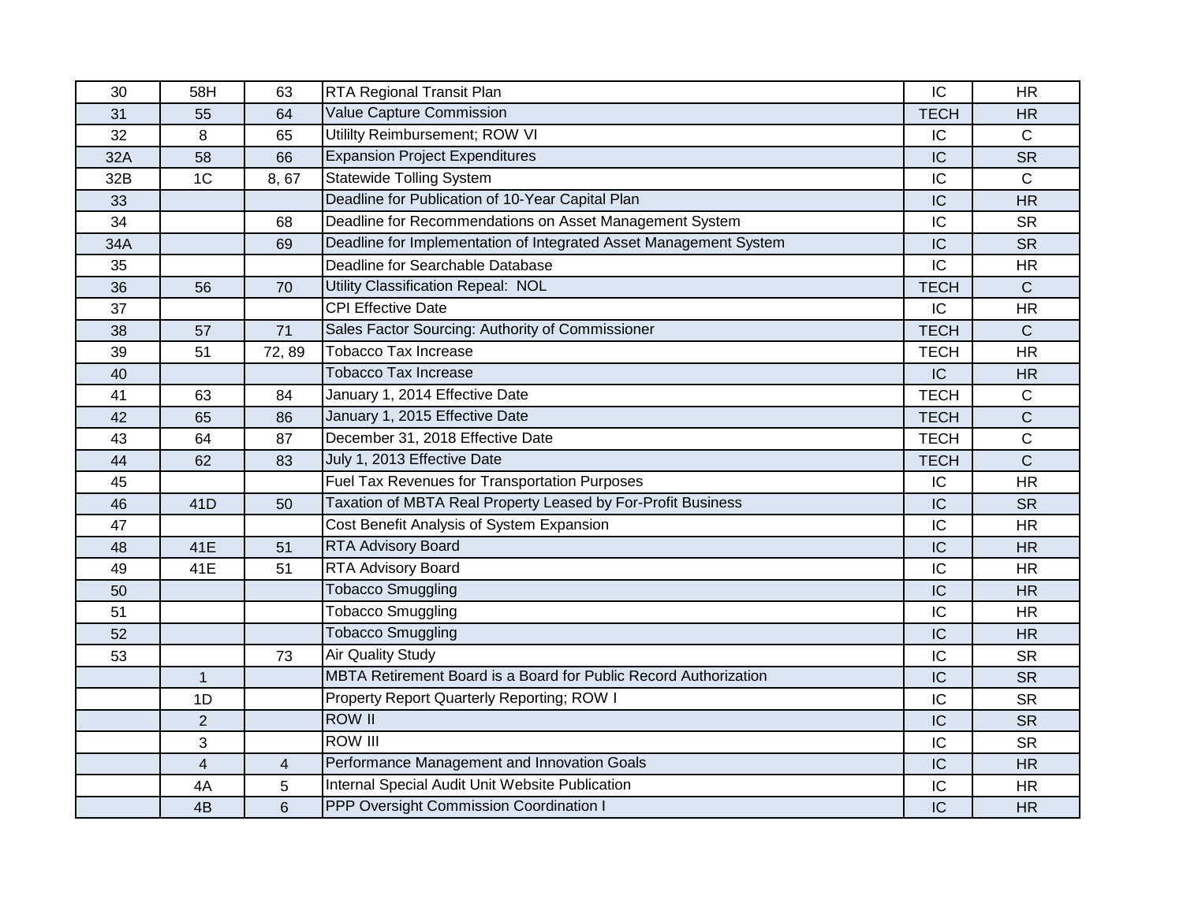| | | | | | |
|---|---|---|---|---|---|
| 30 | 58H | 63 | RTA Regional Transit Plan | IC | HR |
| 31 | 55 | 64 | Value Capture Commission | TECH | HR |
| 32 | 8 | 65 | Utililty Reimbursement; ROW VI | IC | C |
| 32A | 58 | 66 | Expansion Project Expenditures | IC | SR |
| 32B | 1C | 8, 67 | Statewide Tolling System | IC | C |
| 33 | | | Deadline for Publication of 10-Year Capital Plan | IC | HR |
| 34 | | 68 | Deadline for Recommendations on Asset Management System | IC | SR |
| 34A | | 69 | Deadline for Implementation of Integrated Asset Management System | IC | SR |
| 35 | | | Deadline for Searchable Database | IC | HR |
| 36 | 56 | 70 | Utility Classification Repeal: NOL | TECH | C |
| 37 | | | CPI Effective Date | IC | HR |
| 38 | 57 | 71 | Sales Factor Sourcing: Authority of Commissioner | TECH | C |
| 39 | 51 | 72, 89 | Tobacco Tax Increase | TECH | HR |
| 40 | | | Tobacco Tax Increase | IC | HR |
| 41 | 63 | 84 | January 1, 2014 Effective Date | TECH | C |
| 42 | 65 | 86 | January 1, 2015 Effective Date | TECH | C |
| 43 | 64 | 87 | December 31, 2018 Effective Date | TECH | C |
| 44 | 62 | 83 | July 1, 2013 Effective Date | TECH | C |
| 45 | | | Fuel Tax Revenues for Transportation Purposes | IC | HR |
| 46 | 41D | 50 | Taxation of MBTA Real Property Leased by For-Profit Business | IC | SR |
| 47 | | | Cost Benefit Analysis of System Expansion | IC | HR |
| 48 | 41E | 51 | RTA Advisory Board | IC | HR |
| 49 | 41E | 51 | RTA Advisory Board | IC | HR |
| 50 | | | Tobacco Smuggling | IC | HR |
| 51 | | | Tobacco Smuggling | IC | HR |
| 52 | | | Tobacco Smuggling | IC | HR |
| 53 | | 73 | Air Quality Study | IC | SR |
| | 1 | | MBTA Retirement Board is a Board for Public Record Authorization | IC | SR |
| | 1D | | Property Report Quarterly Reporting; ROW I | IC | SR |
| | 2 | | ROW II | IC | SR |
| | 3 | | ROW III | IC | SR |
| | 4 | 4 | Performance Management and Innovation Goals | IC | HR |
| | 4A | 5 | Internal Special Audit Unit Website Publication | IC | HR |
| | 4B | 6 | PPP Oversight Commission Coordination I | IC | HR |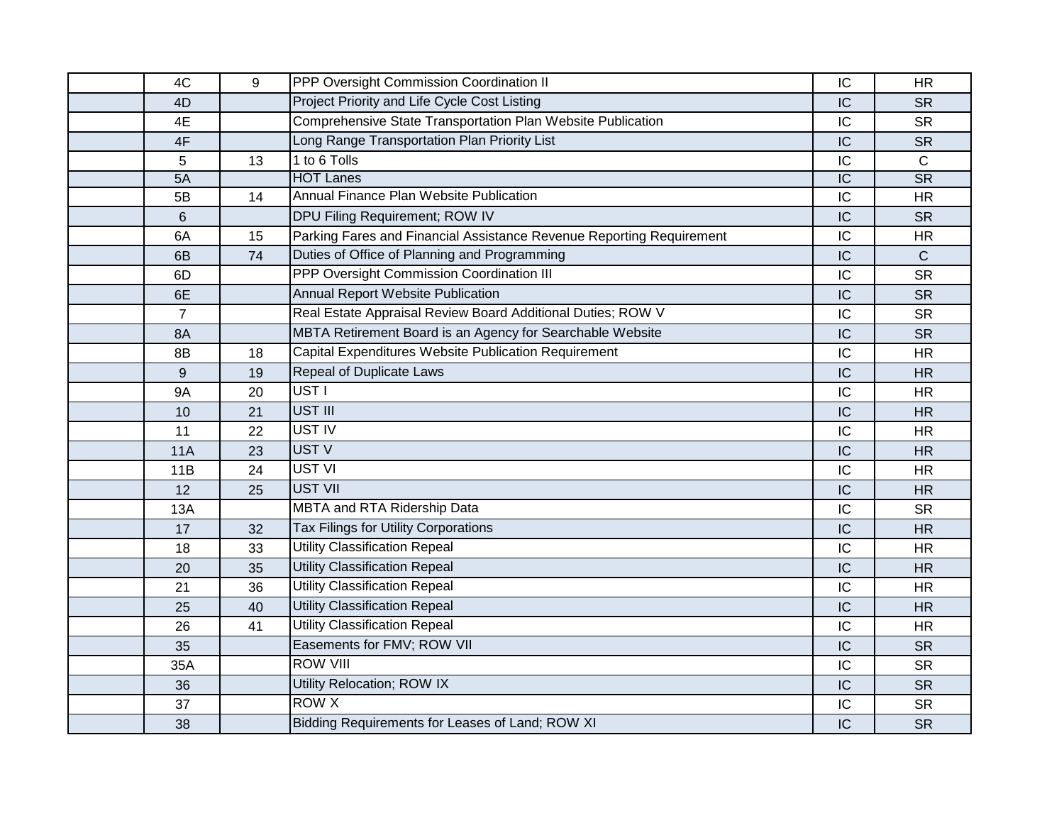| | | | | | |
|---|---|---|---|---|---|
| | 4C | 9 | PPP Oversight Commission Coordination II | IC | HR |
| | 4D | | Project Priority and Life Cycle Cost Listing | IC | SR |
| | 4E | | Comprehensive State Transportation Plan Website Publication | IC | SR |
| | 4F | | Long Range Transportation Plan Priority List | IC | SR |
| | 5 | 13 | 1 to 6 Tolls | IC | C |
| | 5A | | HOT Lanes | IC | SR |
| | 5B | 14 | Annual Finance Plan Website Publication | IC | HR |
| | 6 | | DPU Filing Requirement; ROW IV | IC | SR |
| | 6A | 15 | Parking Fares and Financial Assistance Revenue Reporting Requirement | IC | HR |
| | 6B | 74 | Duties of Office of Planning and Programming | IC | C |
| | 6D | | PPP Oversight Commission Coordination III | IC | SR |
| | 6E | | Annual Report Website Publication | IC | SR |
| | 7 | | Real Estate Appraisal Review Board Additional Duties; ROW V | IC | SR |
| | 8A | | MBTA Retirement Board is an Agency for Searchable Website | IC | SR |
| | 8B | 18 | Capital Expenditures Website Publication Requirement | IC | HR |
| | 9 | 19 | Repeal of Duplicate Laws | IC | HR |
| | 9A | 20 | UST I | IC | HR |
| | 10 | 21 | UST III | IC | HR |
| | 11 | 22 | UST IV | IC | HR |
| | 11A | 23 | UST V | IC | HR |
| | 11B | 24 | UST VI | IC | HR |
| | 12 | 25 | UST VII | IC | HR |
| | 13A | | MBTA and RTA Ridership Data | IC | SR |
| | 17 | 32 | Tax Filings for Utility Corporations | IC | HR |
| | 18 | 33 | Utility Classification Repeal | IC | HR |
| | 20 | 35 | Utility Classification Repeal | IC | HR |
| | 21 | 36 | Utility Classification Repeal | IC | HR |
| | 25 | 40 | Utility Classification Repeal | IC | HR |
| | 26 | 41 | Utility Classification Repeal | IC | HR |
| | 35 | | Easements for FMV; ROW VII | IC | SR |
| | 35A | | ROW VIII | IC | SR |
| | 36 | | Utility Relocation; ROW IX | IC | SR |
| | 37 | | ROW X | IC | SR |
| | 38 | | Bidding Requirements for Leases of Land; ROW XI | IC | SR |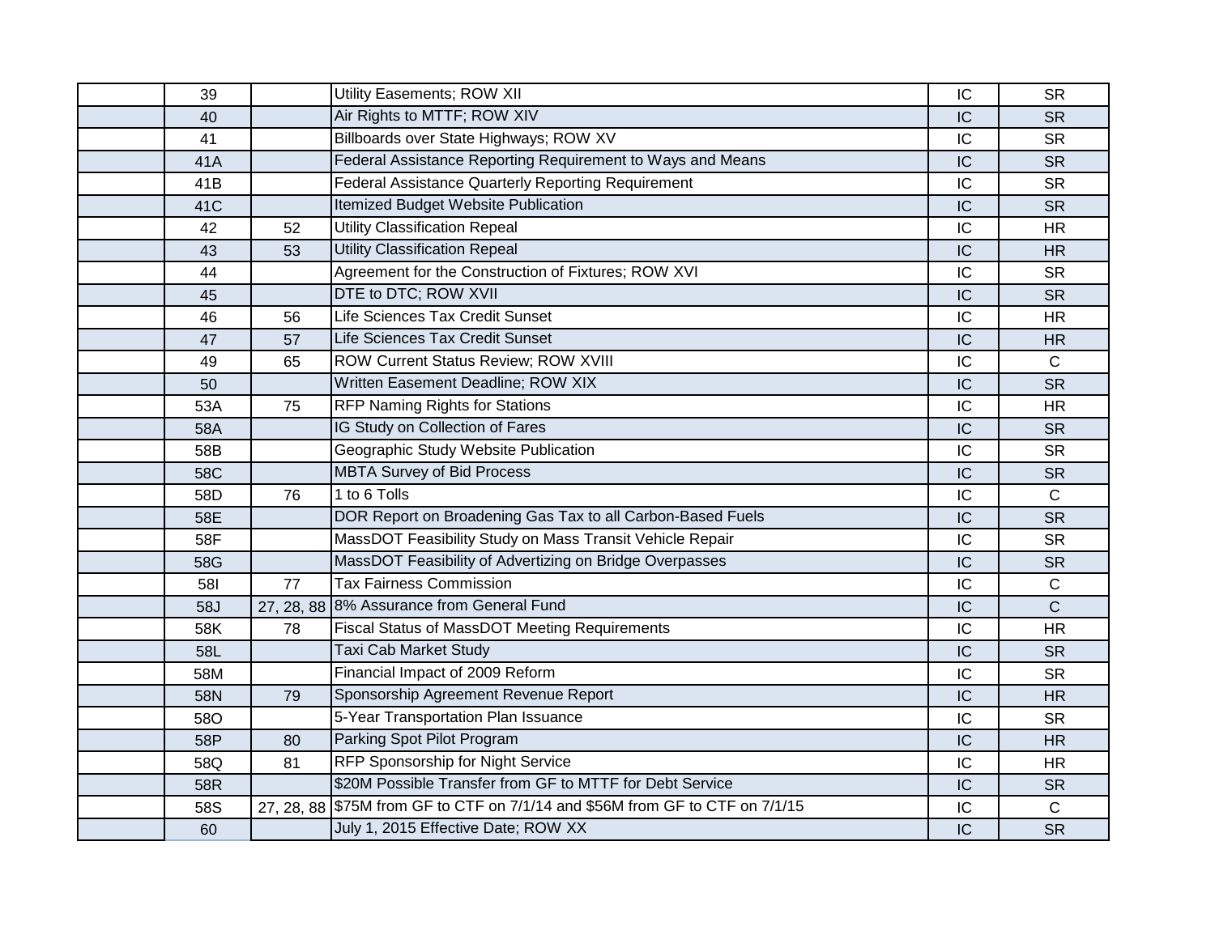| | | | | | |
|---|---|---|---|---|---|
| | 39 | | Utility Easements; ROW XII | IC | SR |
| | 40 | | Air Rights to MTTF; ROW XIV | IC | SR |
| | 41 | | Billboards over State Highways; ROW XV | IC | SR |
| | 41A | | Federal Assistance Reporting Requirement to Ways and Means | IC | SR |
| | 41B | | Federal Assistance Quarterly Reporting Requirement | IC | SR |
| | 41C | | Itemized Budget Website Publication | IC | SR |
| | 42 | 52 | Utility Classification Repeal | IC | HR |
| | 43 | 53 | Utility Classification Repeal | IC | HR |
| | 44 | | Agreement for the Construction of Fixtures; ROW XVI | IC | SR |
| | 45 | | DTE to DTC; ROW XVII | IC | SR |
| | 46 | 56 | Life Sciences Tax Credit Sunset | IC | HR |
| | 47 | 57 | Life Sciences Tax Credit Sunset | IC | HR |
| | 49 | 65 | ROW Current Status Review; ROW XVIII | IC | C |
| | 50 | | Written Easement Deadline; ROW XIX | IC | SR |
| | 53A | 75 | RFP Naming Rights for Stations | IC | HR |
| | 58A | | IG Study on Collection of Fares | IC | SR |
| | 58B | | Geographic Study Website Publication | IC | SR |
| | 58C | | MBTA Survey of Bid Process | IC | SR |
| | 58D | 76 | 1 to 6 Tolls | IC | C |
| | 58E | | DOR Report on Broadening Gas Tax to all Carbon-Based Fuels | IC | SR |
| | 58F | | MassDOT Feasibility Study on Mass Transit Vehicle Repair | IC | SR |
| | 58G | | MassDOT Feasibility of Advertizing on Bridge Overpasses | IC | SR |
| | 58I | 77 | Tax Fairness Commission | IC | C |
| | 58J | 27, 28, 88 | 8% Assurance from General Fund | IC | C |
| | 58K | 78 | Fiscal Status of MassDOT Meeting Requirements | IC | HR |
| | 58L | | Taxi Cab Market Study | IC | SR |
| | 58M | | Financial Impact of 2009 Reform | IC | SR |
| | 58N | 79 | Sponsorship Agreement Revenue Report | IC | HR |
| | 58O | | 5-Year Transportation Plan Issuance | IC | SR |
| | 58P | 80 | Parking Spot Pilot Program | IC | HR |
| | 58Q | 81 | RFP Sponsorship for Night Service | IC | HR |
| | 58R | | $20M Possible Transfer from GF to MTTF for Debt Service | IC | SR |
| | 58S | 27, 28, 88 | $75M from GF to CTF on 7/1/14 and $56M from GF to CTF on 7/1/15 | IC | C |
| | 60 | | July 1, 2015 Effective Date; ROW XX | IC | SR |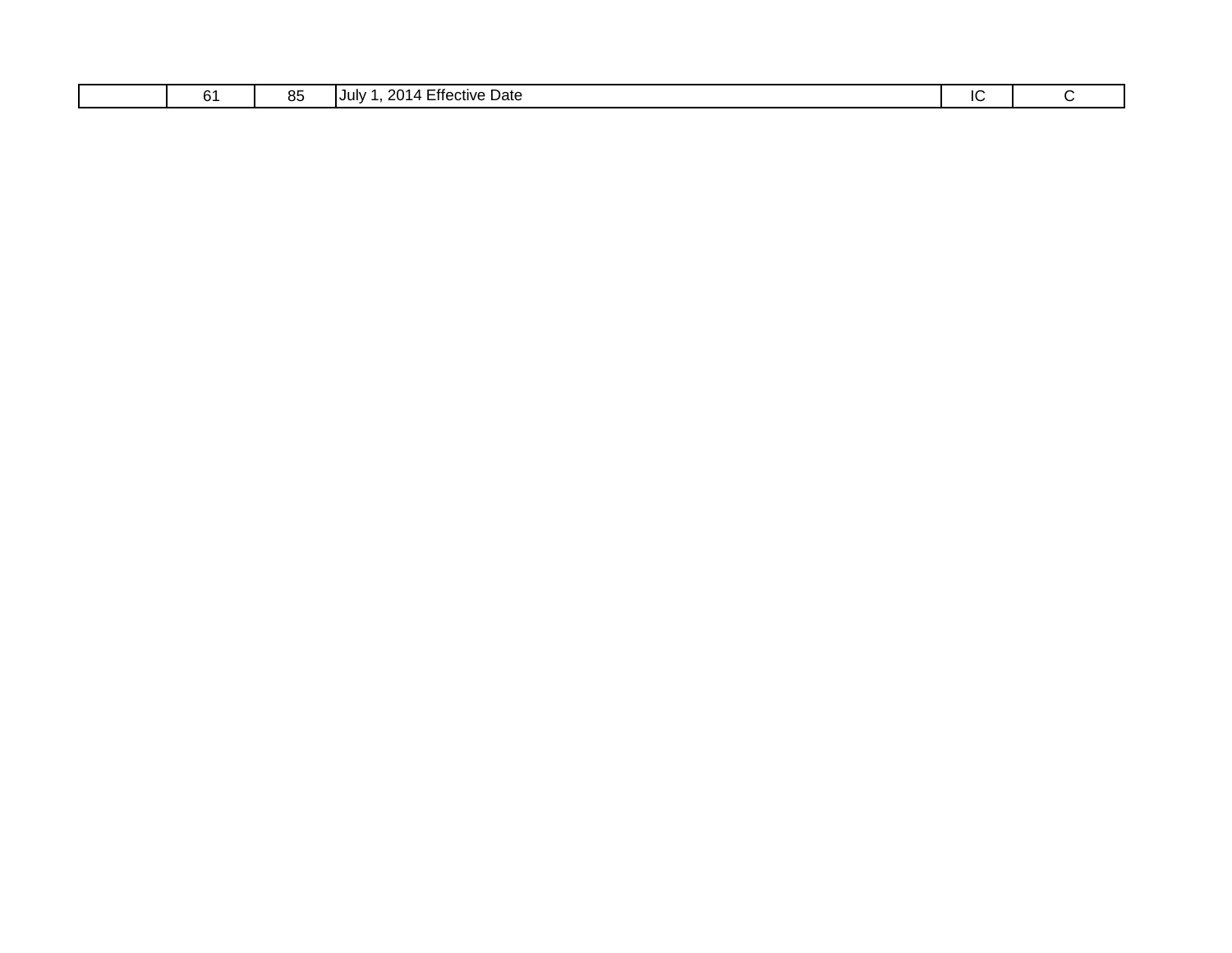| | | | | | |
|---|---|---|---|---|---|
| | 61 | 85 | July 1, 2014 Effective Date | IC | C |